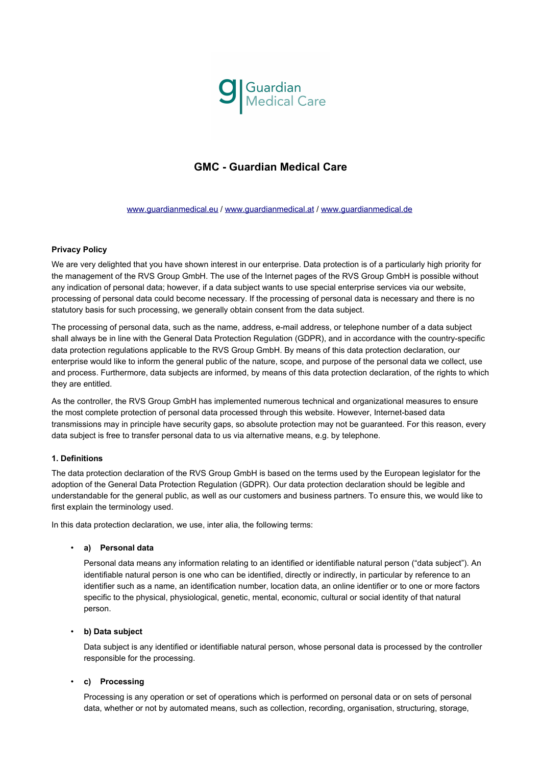Guardian Medical Care

# GMC - Guardian Medical Care

www.guardianmedical.eu / www.guardianmedical.at / www.guardianmedical.de

**Privacy Policy**

We are very delighted that you have shown interest in our enterprise. Data protection is of a particularly high priority for the management of the RVS Group GmbH. The use of the Internet pages of the RVS Group GmbH is possible without any indication of personal data; however, if a data subject wants to use special enterprise services via our website, processing of personal data could become necessary. If the processing of personal data is necessary and there is no statutory basis for such processing, we generally obtain consent from the data subject.

The processing of personal data, such as the name, address, e-mail address, or telephone number of a data subject shall always be in line with the General Data Protection Regulation (GDPR), and in accordance with the country-specific data protection regulations applicable to the RVS Group GmbH. By means of this data protection declaration, our enterprise would like to inform the general public of the nature, scope, and purpose of the personal data we collect, use and process. Furthermore, data subjects are informed, by means of this data protection declaration, of the rights to which they are entitled.

As the controller, the RVS Group GmbH has implemented numerous technical and organizational measures to ensure the most complete protection of personal data processed through this website. However, Internet-based data transmissions may in principle have security gaps, so absolute protection may not be guaranteed. For this reason, every data subject is free to transfer personal data to us via alternative means, e.g. by telephone.

**1. Definitions**

The data protection declaration of the RVS Group GmbH is based on the terms used by the European legislator for the adoption of the General Data Protection Regulation (GDPR). Our data protection declaration should be legible and understandable for the general public, as well as our customers and business partners. To ensure this, we would like to first explain the terminology used.

In this data protection declaration, we use, inter alia, the following terms:

- **a) Personal data**

  Personal data means any information relating to an identified or identifiable natural person ("data subject"). An identifiable natural person is one who can be identified, directly or indirectly, in particular by reference to an identifier such as a name, an identification number, location data, an online identifier or to one or more factors specific to the physical, physiological, genetic, mental, economic, cultural or social identity of that natural person.

- **b) Data subject**

  Data subject is any identified or identifiable natural person, whose personal data is processed by the controller responsible for the processing.

- **c) Processing**

  Processing is any operation or set of operations which is performed on personal data or on sets of personal data, whether or not by automated means, such as collection, recording, organisation, structuring, storage,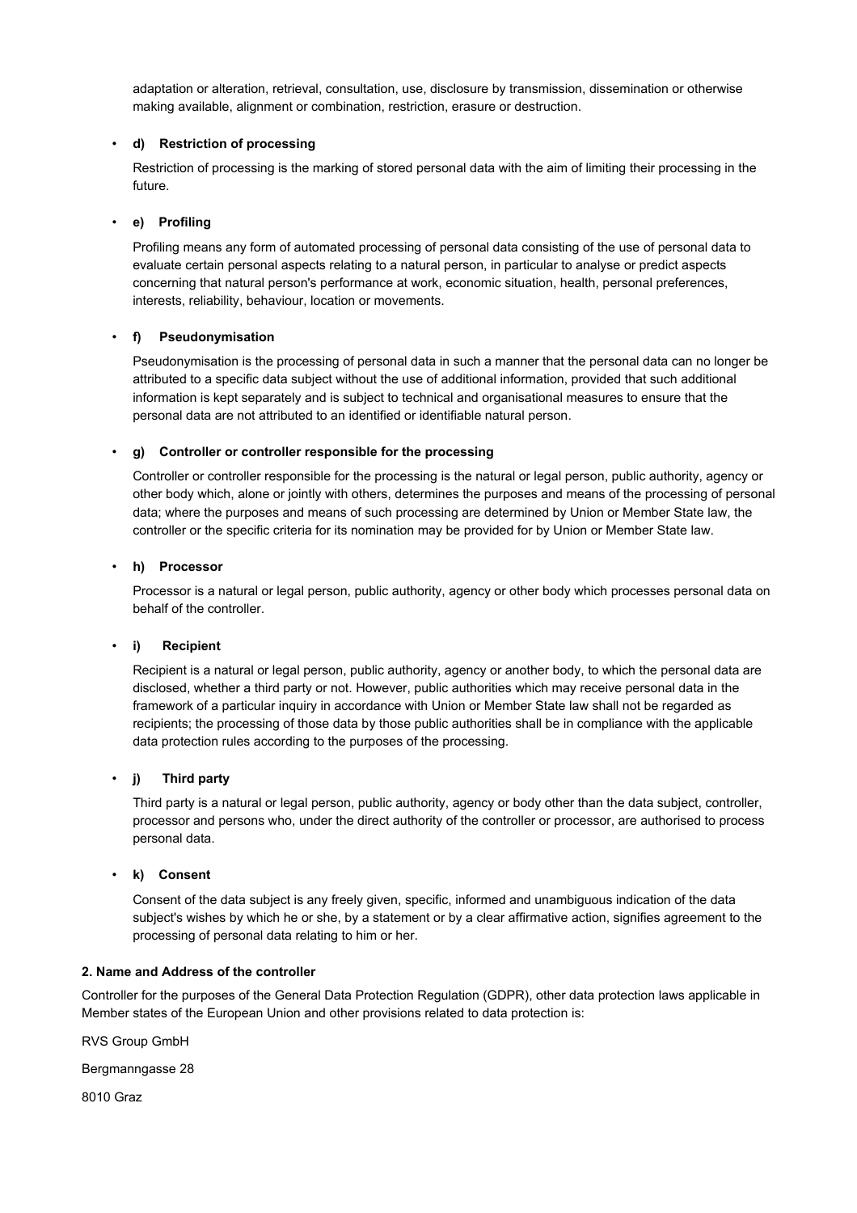adaptation or alteration, retrieval, consultation, use, disclosure by transmission, dissemination or otherwise making available, alignment or combination, restriction, erasure or destruction.

- **d) Restriction of processing**

  Restriction of processing is the marking of stored personal data with the aim of limiting their processing in the future.

- **e) Profiling**

  Profiling means any form of automated processing of personal data consisting of the use of personal data to evaluate certain personal aspects relating to a natural person, in particular to analyse or predict aspects concerning that natural person's performance at work, economic situation, health, personal preferences, interests, reliability, behaviour, location or movements.

- **f) Pseudonymisation**

  Pseudonymisation is the processing of personal data in such a manner that the personal data can no longer be attributed to a specific data subject without the use of additional information, provided that such additional information is kept separately and is subject to technical and organisational measures to ensure that the personal data are not attributed to an identified or identifiable natural person.

- **g) Controller or controller responsible for the processing**

  Controller or controller responsible for the processing is the natural or legal person, public authority, agency or other body which, alone or jointly with others, determines the purposes and means of the processing of personal data; where the purposes and means of such processing are determined by Union or Member State law, the controller or the specific criteria for its nomination may be provided for by Union or Member State law.

- **h) Processor**

  Processor is a natural or legal person, public authority, agency or other body which processes personal data on behalf of the controller.

- **i) Recipient**

  Recipient is a natural or legal person, public authority, agency or another body, to which the personal data are disclosed, whether a third party or not. However, public authorities which may receive personal data in the framework of a particular inquiry in accordance with Union or Member State law shall not be regarded as recipients; the processing of those data by those public authorities shall be in compliance with the applicable data protection rules according to the purposes of the processing.

- **j) Third party**

  Third party is a natural or legal person, public authority, agency or body other than the data subject, controller, processor and persons who, under the direct authority of the controller or processor, are authorised to process personal data.

- **k) Consent**

  Consent of the data subject is any freely given, specific, informed and unambiguous indication of the data subject's wishes by which he or she, by a statement or by a clear affirmative action, signifies agreement to the processing of personal data relating to him or her.

**2. Name and Address of the controller**

Controller for the purposes of the General Data Protection Regulation (GDPR), other data protection laws applicable in Member states of the European Union and other provisions related to data protection is:

RVS Group GmbH

Bergmanngasse 28

8010 Graz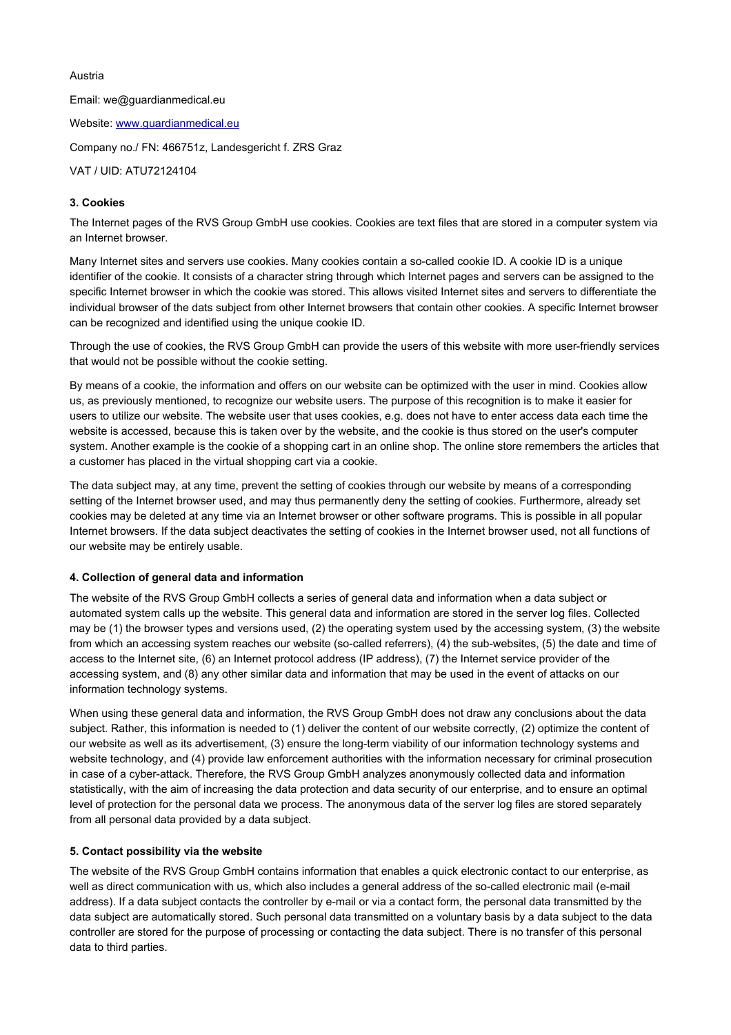Austria

Email: we@guardianmedical.eu

Website: [www.guardianmedical.eu](http://www.guardianmedical.eu)

Company no./ FN: 466751z, Landesgericht f. ZRS Graz

VAT / UID: ATU72124104

### 3. Cookies

The Internet pages of the RVS Group GmbH use cookies. Cookies are text files that are stored in a computer system via an Internet browser.

Many Internet sites and servers use cookies. Many cookies contain a so-called cookie ID. A cookie ID is a unique identifier of the cookie. It consists of a character string through which Internet pages and servers can be assigned to the specific Internet browser in which the cookie was stored. This allows visited Internet sites and servers to differentiate the individual browser of the dats subject from other Internet browsers that contain other cookies. A specific Internet browser can be recognized and identified using the unique cookie ID.

Through the use of cookies, the RVS Group GmbH can provide the users of this website with more user-friendly services that would not be possible without the cookie setting.

By means of a cookie, the information and offers on our website can be optimized with the user in mind. Cookies allow us, as previously mentioned, to recognize our website users. The purpose of this recognition is to make it easier for users to utilize our website. The website user that uses cookies, e.g. does not have to enter access data each time the website is accessed, because this is taken over by the website, and the cookie is thus stored on the user's computer system. Another example is the cookie of a shopping cart in an online shop. The online store remembers the articles that a customer has placed in the virtual shopping cart via a cookie.

The data subject may, at any time, prevent the setting of cookies through our website by means of a corresponding setting of the Internet browser used, and may thus permanently deny the setting of cookies. Furthermore, already set cookies may be deleted at any time via an Internet browser or other software programs. This is possible in all popular Internet browsers. If the data subject deactivates the setting of cookies in the Internet browser used, not all functions of our website may be entirely usable.

### 4. Collection of general data and information

The website of the RVS Group GmbH collects a series of general data and information when a data subject or automated system calls up the website. This general data and information are stored in the server log files. Collected may be (1) the browser types and versions used, (2) the operating system used by the accessing system, (3) the website from which an accessing system reaches our website (so-called referrers), (4) the sub-websites, (5) the date and time of access to the Internet site, (6) an Internet protocol address (IP address), (7) the Internet service provider of the accessing system, and (8) any other similar data and information that may be used in the event of attacks on our information technology systems.

When using these general data and information, the RVS Group GmbH does not draw any conclusions about the data subject. Rather, this information is needed to (1) deliver the content of our website correctly, (2) optimize the content of our website as well as its advertisement, (3) ensure the long-term viability of our information technology systems and website technology, and (4) provide law enforcement authorities with the information necessary for criminal prosecution in case of a cyber-attack. Therefore, the RVS Group GmbH analyzes anonymously collected data and information statistically, with the aim of increasing the data protection and data security of our enterprise, and to ensure an optimal level of protection for the personal data we process. The anonymous data of the server log files are stored separately from all personal data provided by a data subject.

### 5. Contact possibility via the website

The website of the RVS Group GmbH contains information that enables a quick electronic contact to our enterprise, as well as direct communication with us, which also includes a general address of the so-called electronic mail (e-mail address). If a data subject contacts the controller by e-mail or via a contact form, the personal data transmitted by the data subject are automatically stored. Such personal data transmitted on a voluntary basis by a data subject to the data controller are stored for the purpose of processing or contacting the data subject. There is no transfer of this personal data to third parties.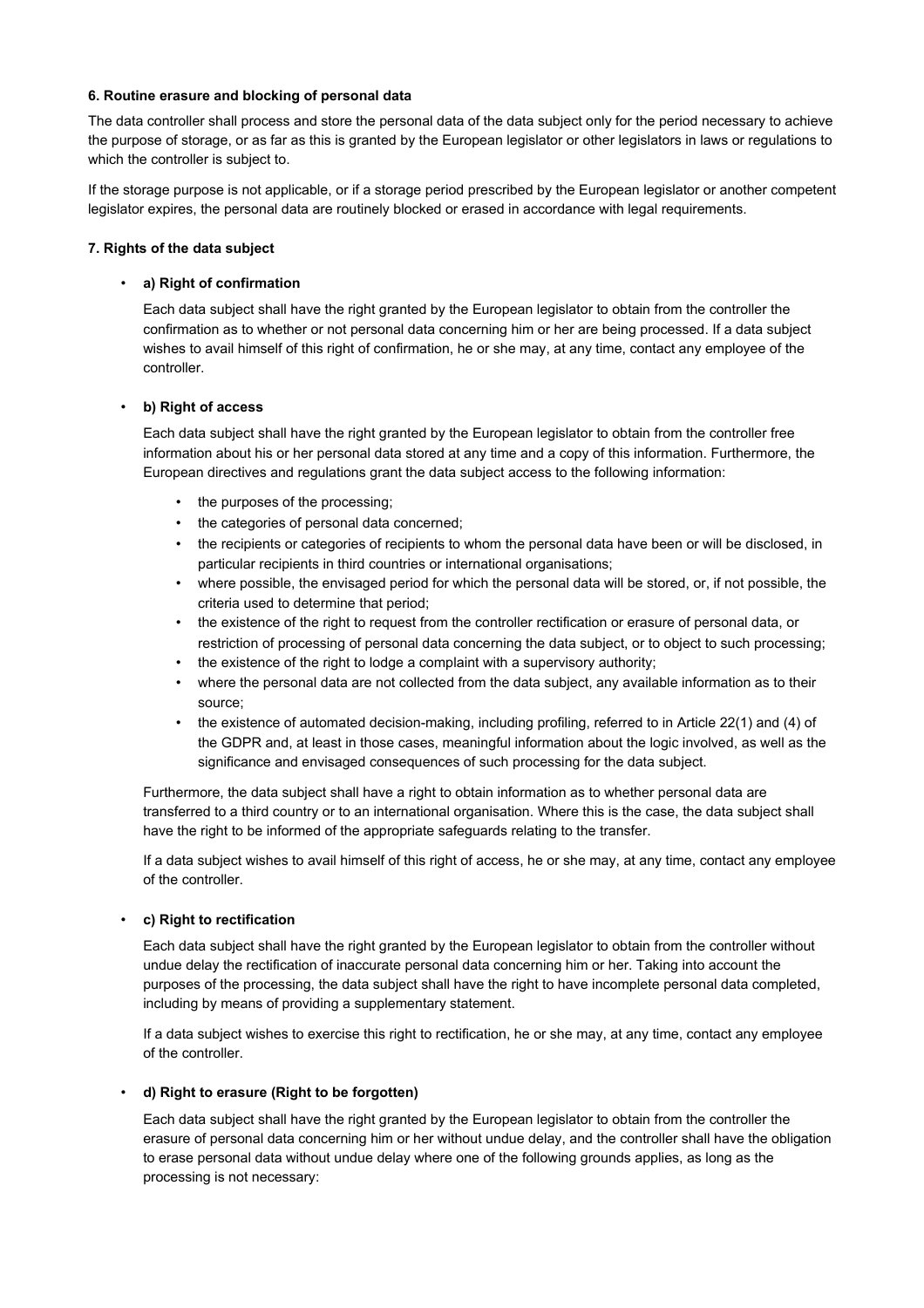#### 6. Routine erasure and blocking of personal data

The data controller shall process and store the personal data of the data subject only for the period necessary to achieve the purpose of storage, or as far as this is granted by the European legislator or other legislators in laws or regulations to which the controller is subject to.

If the storage purpose is not applicable, or if a storage period prescribed by the European legislator or another competent legislator expires, the personal data are routinely blocked or erased in accordance with legal requirements.

#### 7. Rights of the data subject

- **a) Right of confirmation**

  Each data subject shall have the right granted by the European legislator to obtain from the controller the confirmation as to whether or not personal data concerning him or her are being processed. If a data subject wishes to avail himself of this right of confirmation, he or she may, at any time, contact any employee of the controller.

- **b) Right of access**

  Each data subject shall have the right granted by the European legislator to obtain from the controller free information about his or her personal data stored at any time and a copy of this information. Furthermore, the European directives and regulations grant the data subject access to the following information:

  - the purposes of the processing;
  - the categories of personal data concerned;
  - the recipients or categories of recipients to whom the personal data have been or will be disclosed, in particular recipients in third countries or international organisations;
  - where possible, the envisaged period for which the personal data will be stored, or, if not possible, the criteria used to determine that period;
  - the existence of the right to request from the controller rectification or erasure of personal data, or restriction of processing of personal data concerning the data subject, or to object to such processing;
  - the existence of the right to lodge a complaint with a supervisory authority;
  - where the personal data are not collected from the data subject, any available information as to their source;
  - the existence of automated decision-making, including profiling, referred to in Article 22(1) and (4) of the GDPR and, at least in those cases, meaningful information about the logic involved, as well as the significance and envisaged consequences of such processing for the data subject.

  Furthermore, the data subject shall have a right to obtain information as to whether personal data are transferred to a third country or to an international organisation. Where this is the case, the data subject shall have the right to be informed of the appropriate safeguards relating to the transfer.

  If a data subject wishes to avail himself of this right of access, he or she may, at any time, contact any employee of the controller.

- **c) Right to rectification**

  Each data subject shall have the right granted by the European legislator to obtain from the controller without undue delay the rectification of inaccurate personal data concerning him or her. Taking into account the purposes of the processing, the data subject shall have the right to have incomplete personal data completed, including by means of providing a supplementary statement.

  If a data subject wishes to exercise this right to rectification, he or she may, at any time, contact any employee of the controller.

- **d) Right to erasure (Right to be forgotten)**

  Each data subject shall have the right granted by the European legislator to obtain from the controller the erasure of personal data concerning him or her without undue delay, and the controller shall have the obligation to erase personal data without undue delay where one of the following grounds applies, as long as the processing is not necessary: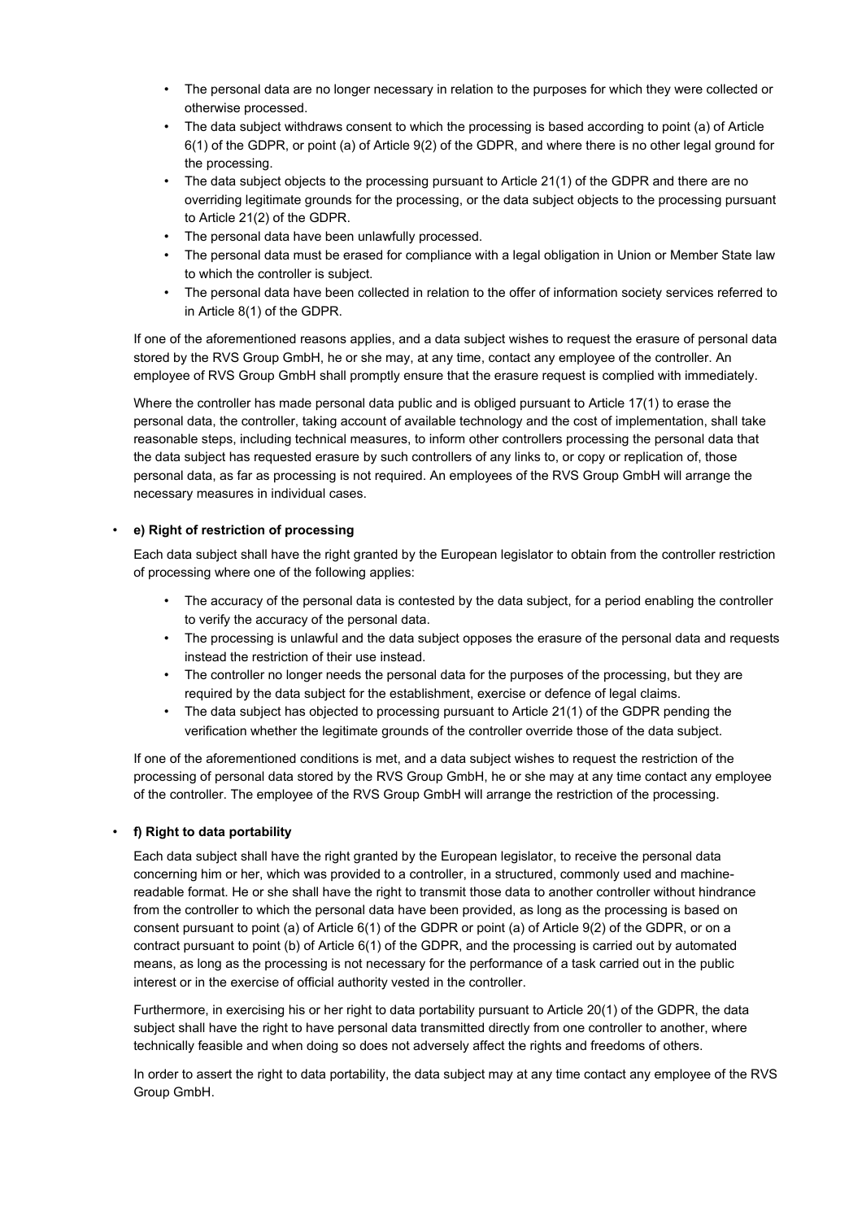- The personal data are no longer necessary in relation to the purposes for which they were collected or otherwise processed.
- The data subject withdraws consent to which the processing is based according to point (a) of Article 6(1) of the GDPR, or point (a) of Article 9(2) of the GDPR, and where there is no other legal ground for the processing.
- The data subject objects to the processing pursuant to Article 21(1) of the GDPR and there are no overriding legitimate grounds for the processing, or the data subject objects to the processing pursuant to Article 21(2) of the GDPR.
- The personal data have been unlawfully processed.
- The personal data must be erased for compliance with a legal obligation in Union or Member State law to which the controller is subject.
- The personal data have been collected in relation to the offer of information society services referred to in Article 8(1) of the GDPR.

If one of the aforementioned reasons applies, and a data subject wishes to request the erasure of personal data stored by the RVS Group GmbH, he or she may, at any time, contact any employee of the controller. An employee of RVS Group GmbH shall promptly ensure that the erasure request is complied with immediately.

Where the controller has made personal data public and is obliged pursuant to Article 17(1) to erase the personal data, the controller, taking account of available technology and the cost of implementation, shall take reasonable steps, including technical measures, to inform other controllers processing the personal data that the data subject has requested erasure by such controllers of any links to, or copy or replication of, those personal data, as far as processing is not required. An employees of the RVS Group GmbH will arrange the necessary measures in individual cases.

- **e) Right of restriction of processing**

  Each data subject shall have the right granted by the European legislator to obtain from the controller restriction of processing where one of the following applies:

  - The accuracy of the personal data is contested by the data subject, for a period enabling the controller to verify the accuracy of the personal data.
  - The processing is unlawful and the data subject opposes the erasure of the personal data and requests instead the restriction of their use instead.
  - The controller no longer needs the personal data for the purposes of the processing, but they are required by the data subject for the establishment, exercise or defence of legal claims.
  - The data subject has objected to processing pursuant to Article 21(1) of the GDPR pending the verification whether the legitimate grounds of the controller override those of the data subject.

  If one of the aforementioned conditions is met, and a data subject wishes to request the restriction of the processing of personal data stored by the RVS Group GmbH, he or she may at any time contact any employee of the controller. The employee of the RVS Group GmbH will arrange the restriction of the processing.

- **f) Right to data portability**

  Each data subject shall have the right granted by the European legislator, to receive the personal data concerning him or her, which was provided to a controller, in a structured, commonly used and machine-readable format. He or she shall have the right to transmit those data to another controller without hindrance from the controller to which the personal data have been provided, as long as the processing is based on consent pursuant to point (a) of Article 6(1) of the GDPR or point (a) of Article 9(2) of the GDPR, or on a contract pursuant to point (b) of Article 6(1) of the GDPR, and the processing is carried out by automated means, as long as the processing is not necessary for the performance of a task carried out in the public interest or in the exercise of official authority vested in the controller.

  Furthermore, in exercising his or her right to data portability pursuant to Article 20(1) of the GDPR, the data subject shall have the right to have personal data transmitted directly from one controller to another, where technically feasible and when doing so does not adversely affect the rights and freedoms of others.

  In order to assert the right to data portability, the data subject may at any time contact any employee of the RVS Group GmbH.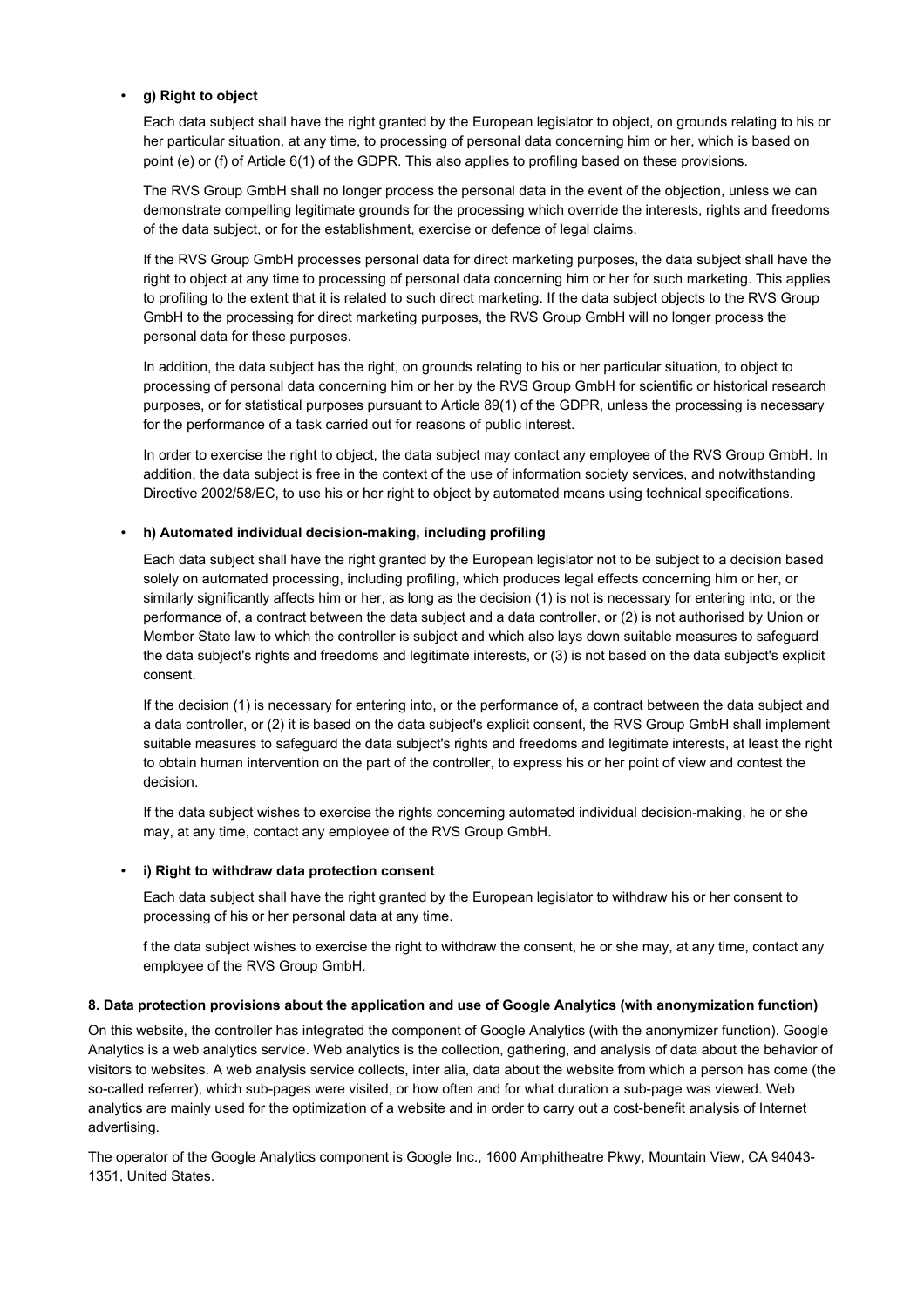- **g) Right to object**

  Each data subject shall have the right granted by the European legislator to object, on grounds relating to his or her particular situation, at any time, to processing of personal data concerning him or her, which is based on point (e) or (f) of Article 6(1) of the GDPR. This also applies to profiling based on these provisions.

  The RVS Group GmbH shall no longer process the personal data in the event of the objection, unless we can demonstrate compelling legitimate grounds for the processing which override the interests, rights and freedoms of the data subject, or for the establishment, exercise or defence of legal claims.

  If the RVS Group GmbH processes personal data for direct marketing purposes, the data subject shall have the right to object at any time to processing of personal data concerning him or her for such marketing. This applies to profiling to the extent that it is related to such direct marketing. If the data subject objects to the RVS Group GmbH to the processing for direct marketing purposes, the RVS Group GmbH will no longer process the personal data for these purposes.

  In addition, the data subject has the right, on grounds relating to his or her particular situation, to object to processing of personal data concerning him or her by the RVS Group GmbH for scientific or historical research purposes, or for statistical purposes pursuant to Article 89(1) of the GDPR, unless the processing is necessary for the performance of a task carried out for reasons of public interest.

  In order to exercise the right to object, the data subject may contact any employee of the RVS Group GmbH. In addition, the data subject is free in the context of the use of information society services, and notwithstanding Directive 2002/58/EC, to use his or her right to object by automated means using technical specifications.

- **h) Automated individual decision-making, including profiling**

  Each data subject shall have the right granted by the European legislator not to be subject to a decision based solely on automated processing, including profiling, which produces legal effects concerning him or her, or similarly significantly affects him or her, as long as the decision (1) is not is necessary for entering into, or the performance of, a contract between the data subject and a data controller, or (2) is not authorised by Union or Member State law to which the controller is subject and which also lays down suitable measures to safeguard the data subject's rights and freedoms and legitimate interests, or (3) is not based on the data subject's explicit consent.

  If the decision (1) is necessary for entering into, or the performance of, a contract between the data subject and a data controller, or (2) it is based on the data subject's explicit consent, the RVS Group GmbH shall implement suitable measures to safeguard the data subject's rights and freedoms and legitimate interests, at least the right to obtain human intervention on the part of the controller, to express his or her point of view and contest the decision.

  If the data subject wishes to exercise the rights concerning automated individual decision-making, he or she may, at any time, contact any employee of the RVS Group GmbH.

- **i) Right to withdraw data protection consent**

  Each data subject shall have the right granted by the European legislator to withdraw his or her consent to processing of his or her personal data at any time.

  f the data subject wishes to exercise the right to withdraw the consent, he or she may, at any time, contact any employee of the RVS Group GmbH.

**8. Data protection provisions about the application and use of Google Analytics (with anonymization function)**

On this website, the controller has integrated the component of Google Analytics (with the anonymizer function). Google Analytics is a web analytics service. Web analytics is the collection, gathering, and analysis of data about the behavior of visitors to websites. A web analysis service collects, inter alia, data about the website from which a person has come (the so-called referrer), which sub-pages were visited, or how often and for what duration a sub-page was viewed. Web analytics are mainly used for the optimization of a website and in order to carry out a cost-benefit analysis of Internet advertising.

The operator of the Google Analytics component is Google Inc., 1600 Amphitheatre Pkwy, Mountain View, CA 94043-1351, United States.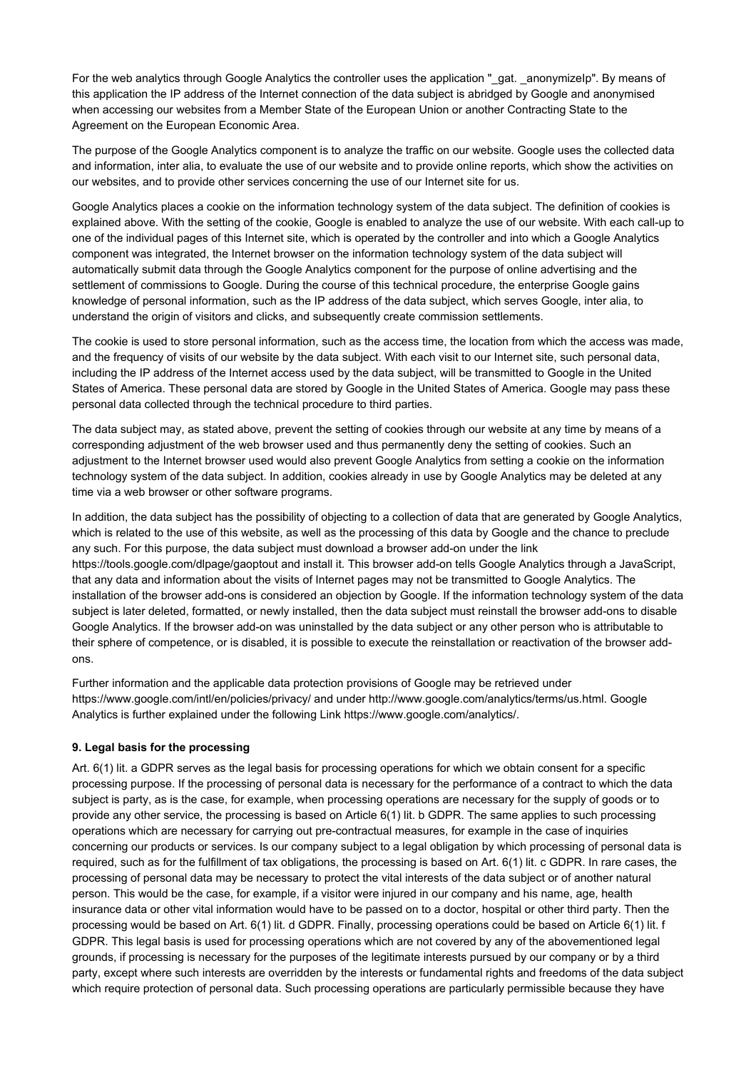For the web analytics through Google Analytics the controller uses the application "_gat. _anonymizeIp". By means of this application the IP address of the Internet connection of the data subject is abridged by Google and anonymised when accessing our websites from a Member State of the European Union or another Contracting State to the Agreement on the European Economic Area.

The purpose of the Google Analytics component is to analyze the traffic on our website. Google uses the collected data and information, inter alia, to evaluate the use of our website and to provide online reports, which show the activities on our websites, and to provide other services concerning the use of our Internet site for us.

Google Analytics places a cookie on the information technology system of the data subject. The definition of cookies is explained above. With the setting of the cookie, Google is enabled to analyze the use of our website. With each call-up to one of the individual pages of this Internet site, which is operated by the controller and into which a Google Analytics component was integrated, the Internet browser on the information technology system of the data subject will automatically submit data through the Google Analytics component for the purpose of online advertising and the settlement of commissions to Google. During the course of this technical procedure, the enterprise Google gains knowledge of personal information, such as the IP address of the data subject, which serves Google, inter alia, to understand the origin of visitors and clicks, and subsequently create commission settlements.

The cookie is used to store personal information, such as the access time, the location from which the access was made, and the frequency of visits of our website by the data subject. With each visit to our Internet site, such personal data, including the IP address of the Internet access used by the data subject, will be transmitted to Google in the United States of America. These personal data are stored by Google in the United States of America. Google may pass these personal data collected through the technical procedure to third parties.

The data subject may, as stated above, prevent the setting of cookies through our website at any time by means of a corresponding adjustment of the web browser used and thus permanently deny the setting of cookies. Such an adjustment to the Internet browser used would also prevent Google Analytics from setting a cookie on the information technology system of the data subject. In addition, cookies already in use by Google Analytics may be deleted at any time via a web browser or other software programs.

In addition, the data subject has the possibility of objecting to a collection of data that are generated by Google Analytics, which is related to the use of this website, as well as the processing of this data by Google and the chance to preclude any such. For this purpose, the data subject must download a browser add-on under the link https://tools.google.com/dlpage/gaoptout and install it. This browser add-on tells Google Analytics through a JavaScript, that any data and information about the visits of Internet pages may not be transmitted to Google Analytics. The installation of the browser add-ons is considered an objection by Google. If the information technology system of the data subject is later deleted, formatted, or newly installed, then the data subject must reinstall the browser add-ons to disable Google Analytics. If the browser add-on was uninstalled by the data subject or any other person who is attributable to their sphere of competence, or is disabled, it is possible to execute the reinstallation or reactivation of the browser add-ons.

Further information and the applicable data protection provisions of Google may be retrieved under https://www.google.com/intl/en/policies/privacy/ and under http://www.google.com/analytics/terms/us.html. Google Analytics is further explained under the following Link https://www.google.com/analytics/.

**9. Legal basis for the processing**

Art. 6(1) lit. a GDPR serves as the legal basis for processing operations for which we obtain consent for a specific processing purpose. If the processing of personal data is necessary for the performance of a contract to which the data subject is party, as is the case, for example, when processing operations are necessary for the supply of goods or to provide any other service, the processing is based on Article 6(1) lit. b GDPR. The same applies to such processing operations which are necessary for carrying out pre-contractual measures, for example in the case of inquiries concerning our products or services. Is our company subject to a legal obligation by which processing of personal data is required, such as for the fulfillment of tax obligations, the processing is based on Art. 6(1) lit. c GDPR. In rare cases, the processing of personal data may be necessary to protect the vital interests of the data subject or of another natural person. This would be the case, for example, if a visitor were injured in our company and his name, age, health insurance data or other vital information would have to be passed on to a doctor, hospital or other third party. Then the processing would be based on Art. 6(1) lit. d GDPR. Finally, processing operations could be based on Article 6(1) lit. f GDPR. This legal basis is used for processing operations which are not covered by any of the abovementioned legal grounds, if processing is necessary for the purposes of the legitimate interests pursued by our company or by a third party, except where such interests are overridden by the interests or fundamental rights and freedoms of the data subject which require protection of personal data. Such processing operations are particularly permissible because they have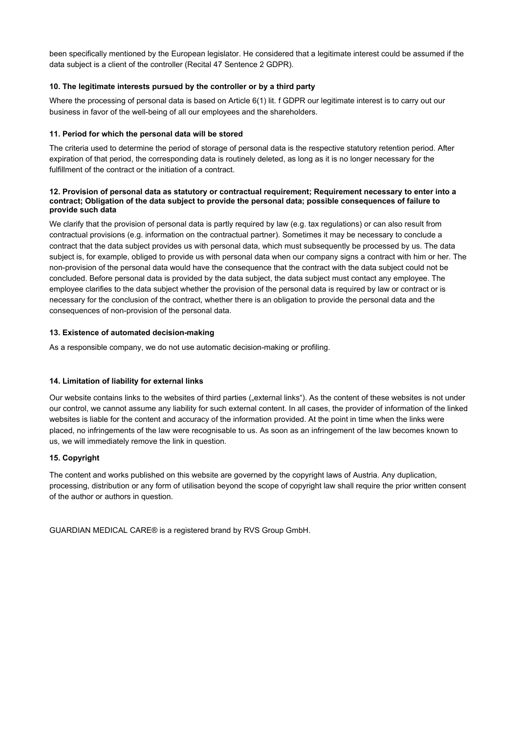been specifically mentioned by the European legislator. He considered that a legitimate interest could be assumed if the data subject is a client of the controller (Recital 47 Sentence 2 GDPR).

**10. The legitimate interests pursued by the controller or by a third party**

Where the processing of personal data is based on Article 6(1) lit. f GDPR our legitimate interest is to carry out our business in favor of the well-being of all our employees and the shareholders.

**11. Period for which the personal data will be stored**

The criteria used to determine the period of storage of personal data is the respective statutory retention period. After expiration of that period, the corresponding data is routinely deleted, as long as it is no longer necessary for the fulfillment of the contract or the initiation of a contract.

**12. Provision of personal data as statutory or contractual requirement; Requirement necessary to enter into a contract; Obligation of the data subject to provide the personal data; possible consequences of failure to provide such data**

We clarify that the provision of personal data is partly required by law (e.g. tax regulations) or can also result from contractual provisions (e.g. information on the contractual partner). Sometimes it may be necessary to conclude a contract that the data subject provides us with personal data, which must subsequently be processed by us. The data subject is, for example, obliged to provide us with personal data when our company signs a contract with him or her. The non-provision of the personal data would have the consequence that the contract with the data subject could not be concluded. Before personal data is provided by the data subject, the data subject must contact any employee. The employee clarifies to the data subject whether the provision of the personal data is required by law or contract or is necessary for the conclusion of the contract, whether there is an obligation to provide the personal data and the consequences of non-provision of the personal data.

**13. Existence of automated decision-making**

As a responsible company, we do not use automatic decision-making or profiling.

**14. Limitation of liability for external links**

Our website contains links to the websites of third parties („external links"). As the content of these websites is not under our control, we cannot assume any liability for such external content. In all cases, the provider of information of the linked websites is liable for the content and accuracy of the information provided. At the point in time when the links were placed, no infringements of the law were recognisable to us. As soon as an infringement of the law becomes known to us, we will immediately remove the link in question.

**15. Copyright**

The content and works published on this website are governed by the copyright laws of Austria. Any duplication, processing, distribution or any form of utilisation beyond the scope of copyright law shall require the prior written consent of the author or authors in question.

GUARDIAN MEDICAL CARE® is a registered brand by RVS Group GmbH.